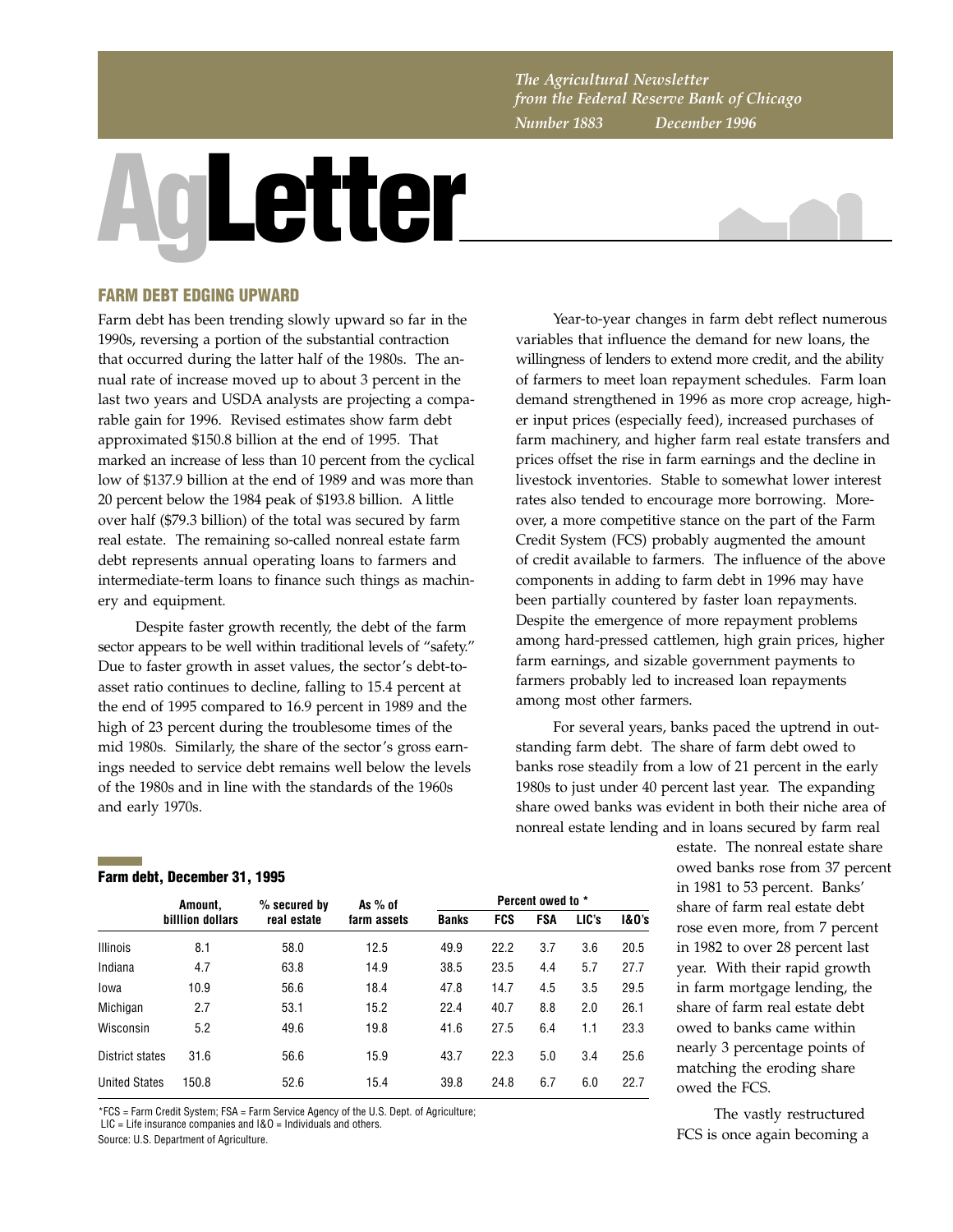*The Agricultural Newsletter from the Federal Reserve Bank of Chicago*

*Number 1883 December 1996*

# AgLetter

## FARM DEBT EDGING UPWARD

Farm debt has been trending slowly upward so far in the 1990s, reversing a portion of the substantial contraction that occurred during the latter half of the 1980s. The annual rate of increase moved up to about 3 percent in the last two years and USDA analysts are projecting a comparable gain for 1996. Revised estimates show farm debt approximated $150.8 billion at the end of 1995. That marked an increase of less than 10 percent from the cyclical low of $137.9 billion at the end of 1989 and was more than 20 percent below the 1984 peak of $193.8 billion. A little over half ($79.3 billion) of the total was secured by farm real estate. The remaining so-called nonreal estate farm debt represents annual operating loans to farmers and intermediate-term loans to finance such things as machinery and equipment.

Despite faster growth recently, the debt of the farm sector appears to be well within traditional levels of "safety." Due to faster growth in asset values, the sector's debt-to-asset ratio continues to decline, falling to 15.4 percent at the end of 1995 compared to 16.9 percent in 1989 and the high of 23 percent during the troublesome times of the mid 1980s. Similarly, the share of the sector's gross earnings needed to service debt remains well below the levels of the 1980s and in line with the standards of the 1960s and early 1970s.

Year-to-year changes in farm debt reflect numerous variables that influence the demand for new loans, the willingness of lenders to extend more credit, and the ability of farmers to meet loan repayment schedules. Farm loan demand strengthened in 1996 as more crop acreage, higher input prices (especially feed), increased purchases of farm machinery, and higher farm real estate transfers and prices offset the rise in farm earnings and the decline in livestock inventories. Stable to somewhat lower interest rates also tended to encourage more borrowing. Moreover, a more competitive stance on the part of the Farm Credit System (FCS) probably augmented the amount of credit available to farmers. The influence of the above components in adding to farm debt in 1996 may have been partially countered by faster loan repayments. Despite the emergence of more repayment problems among hard-pressed cattlemen, high grain prices, higher farm earnings, and sizable government payments to farmers probably led to increased loan repayments among most other farmers.

For several years, banks paced the uptrend in outstanding farm debt. The share of farm debt owed to banks rose steadily from a low of 21 percent in the early 1980s to just under 40 percent last year. The expanding share owed banks was evident in both their niche area of nonreal estate lending and in loans secured by farm real estate. The nonreal estate share owed banks rose from 37 percent in 1981 to 53 percent. Banks' share of farm real estate debt rose even more, from 7 percent in 1982 to over 28 percent last year. With their rapid growth in farm mortgage lending, the share of farm real estate debt owed to banks came within nearly 3 percentage points of matching the eroding share owed the FCS.

The vastly restructured FCS is once again becoming a

**Farm debt, December 31, 1995**

| | Amount, billlion dollars | % secured by real estate | As % of farm assets | Percent owed to * | | | | |
|---|---|---|---|---|---|---|---|---|
| | | | | Banks | FCS | FSA | LIC's | I&O's |
| Illinois | 8.1 | 58.0 | 12.5 | 49.9 | 22.2 | 3.7 | 3.6 | 20.5 |
| Indiana | 4.7 | 63.8 | 14.9 | 38.5 | 23.5 | 4.4 | 5.7 | 27.7 |
| Iowa | 10.9 | 56.6 | 18.4 | 47.8 | 14.7 | 4.5 | 3.5 | 29.5 |
| Michigan | 2.7 | 53.1 | 15.2 | 22.4 | 40.7 | 8.8 | 2.0 | 26.1 |
| Wisconsin | 5.2 | 49.6 | 19.8 | 41.6 | 27.5 | 6.4 | 1.1 | 23.3 |
| District states | 31.6 | 56.6 | 15.9 | 43.7 | 22.3 | 5.0 | 3.4 | 25.6 |
| United States | 150.8 | 52.6 | 15.4 | 39.8 | 24.8 | 6.7 | 6.0 | 22.7 |

*FCS = Farm Credit System; FSA = Farm Service Agency of the U.S. Dept. of Agriculture; LIC = Life insurance companies and I&O = Individuals and others.

Source: U.S. Department of Agriculture.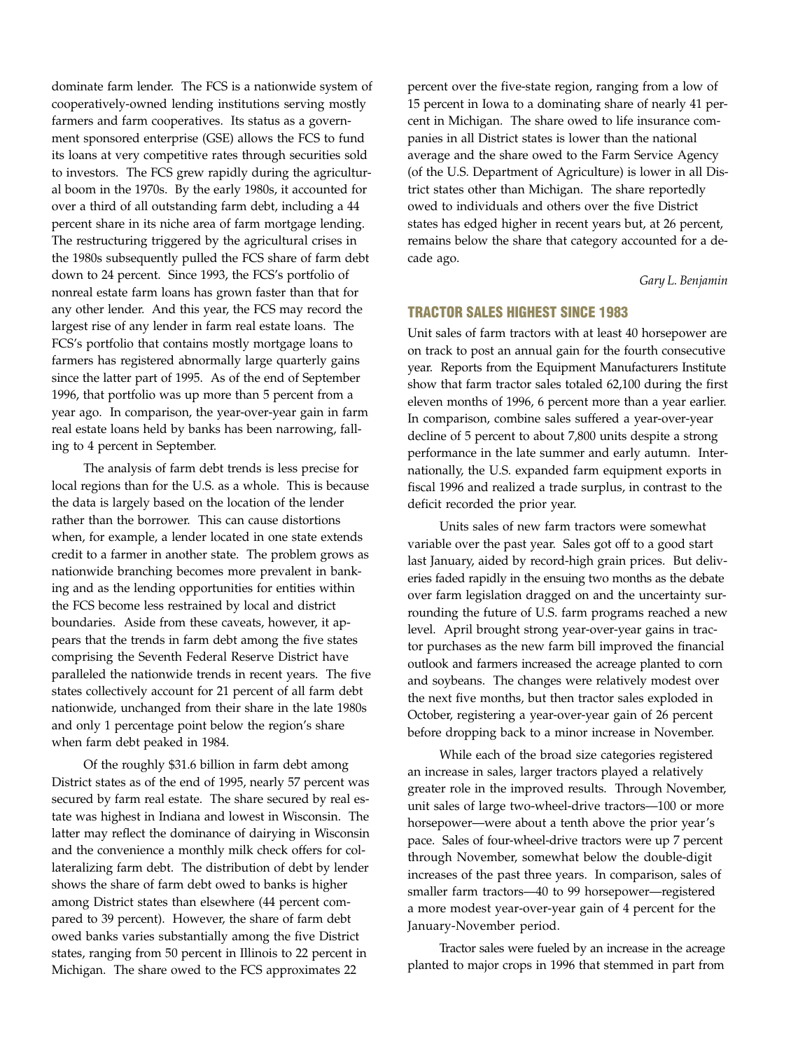dominate farm lender. The FCS is a nationwide system of cooperatively-owned lending institutions serving mostly farmers and farm cooperatives. Its status as a government sponsored enterprise (GSE) allows the FCS to fund its loans at very competitive rates through securities sold to investors. The FCS grew rapidly during the agricultural boom in the 1970s. By the early 1980s, it accounted for over a third of all outstanding farm debt, including a 44 percent share in its niche area of farm mortgage lending. The restructuring triggered by the agricultural crises in the 1980s subsequently pulled the FCS share of farm debt down to 24 percent. Since 1993, the FCS's portfolio of nonreal estate farm loans has grown faster than that for any other lender. And this year, the FCS may record the largest rise of any lender in farm real estate loans. The FCS's portfolio that contains mostly mortgage loans to farmers has registered abnormally large quarterly gains since the latter part of 1995. As of the end of September 1996, that portfolio was up more than 5 percent from a year ago. In comparison, the year-over-year gain in farm real estate loans held by banks has been narrowing, falling to 4 percent in September.

The analysis of farm debt trends is less precise for local regions than for the U.S. as a whole. This is because the data is largely based on the location of the lender rather than the borrower. This can cause distortions when, for example, a lender located in one state extends credit to a farmer in another state. The problem grows as nationwide branching becomes more prevalent in banking and as the lending opportunities for entities within the FCS become less restrained by local and district boundaries. Aside from these caveats, however, it appears that the trends in farm debt among the five states comprising the Seventh Federal Reserve District have paralleled the nationwide trends in recent years. The five states collectively account for 21 percent of all farm debt nationwide, unchanged from their share in the late 1980s and only 1 percentage point below the region's share when farm debt peaked in 1984.

Of the roughly $31.6 billion in farm debt among District states as of the end of 1995, nearly 57 percent was secured by farm real estate. The share secured by real estate was highest in Indiana and lowest in Wisconsin. The latter may reflect the dominance of dairying in Wisconsin and the convenience a monthly milk check offers for collateralizing farm debt. The distribution of debt by lender shows the share of farm debt owed to banks is higher among District states than elsewhere (44 percent compared to 39 percent). However, the share of farm debt owed banks varies substantially among the five District states, ranging from 50 percent in Illinois to 22 percent in Michigan. The share owed to the FCS approximates 22 percent over the five-state region, ranging from a low of 15 percent in Iowa to a dominating share of nearly 41 percent in Michigan. The share owed to life insurance companies in all District states is lower than the national average and the share owed to the Farm Service Agency (of the U.S. Department of Agriculture) is lower in all District states other than Michigan. The share reportedly owed to individuals and others over the five District states has edged higher in recent years but, at 26 percent, remains below the share that category accounted for a decade ago.

*Gary L. Benjamin*

## TRACTOR SALES HIGHEST SINCE 1983

Unit sales of farm tractors with at least 40 horsepower are on track to post an annual gain for the fourth consecutive year. Reports from the Equipment Manufacturers Institute show that farm tractor sales totaled 62,100 during the first eleven months of 1996, 6 percent more than a year earlier. In comparison, combine sales suffered a year-over-year decline of 5 percent to about 7,800 units despite a strong performance in the late summer and early autumn. Internationally, the U.S. expanded farm equipment exports in fiscal 1996 and realized a trade surplus, in contrast to the deficit recorded the prior year.

Units sales of new farm tractors were somewhat variable over the past year. Sales got off to a good start last January, aided by record-high grain prices. But deliveries faded rapidly in the ensuing two months as the debate over farm legislation dragged on and the uncertainty surrounding the future of U.S. farm programs reached a new level. April brought strong year-over-year gains in tractor purchases as the new farm bill improved the financial outlook and farmers increased the acreage planted to corn and soybeans. The changes were relatively modest over the next five months, but then tractor sales exploded in October, registering a year-over-year gain of 26 percent before dropping back to a minor increase in November.

While each of the broad size categories registered an increase in sales, larger tractors played a relatively greater role in the improved results. Through November, unit sales of large two-wheel-drive tractors—100 or more horsepower—were about a tenth above the prior year's pace. Sales of four-wheel-drive tractors were up 7 percent through November, somewhat below the double-digit increases of the past three years. In comparison, sales of smaller farm tractors—40 to 99 horsepower—registered a more modest year-over-year gain of 4 percent for the January-November period.

Tractor sales were fueled by an increase in the acreage planted to major crops in 1996 that stemmed in part from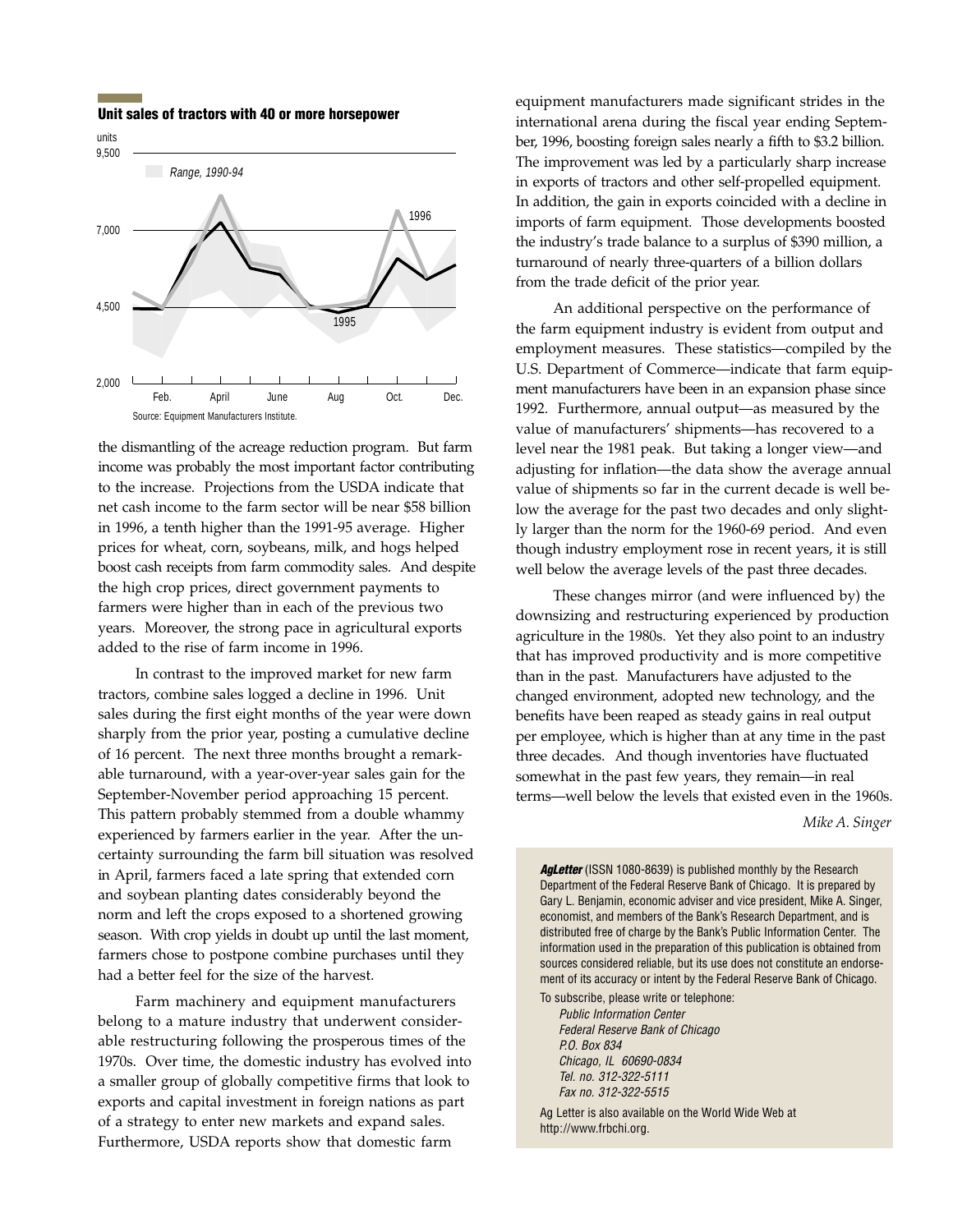**Unit sales of tractors with 40 or more horsepower**

units

9,500

Range, 1990-94

7,000

1996

4,500

1995

2,000

Feb. April June Aug Oct. Dec.

Source: Equipment Manufacturers Institute.

the dismantling of the acreage reduction program. But farm income was probably the most important factor contributing to the increase. Projections from the USDA indicate that net cash income to the farm sector will be near $58 billion in 1996, a tenth higher than the 1991-95 average. Higher prices for wheat, corn, soybeans, milk, and hogs helped boost cash receipts from farm commodity sales. And despite the high crop prices, direct government payments to farmers were higher than in each of the previous two years. Moreover, the strong pace in agricultural exports added to the rise of farm income in 1996.

In contrast to the improved market for new farm tractors, combine sales logged a decline in 1996. Unit sales during the first eight months of the year were down sharply from the prior year, posting a cumulative decline of 16 percent. The next three months brought a remarkable turnaround, with a year-over-year sales gain for the September-November period approaching 15 percent. This pattern probably stemmed from a double whammy experienced by farmers earlier in the year. After the uncertainty surrounding the farm bill situation was resolved in April, farmers faced a late spring that extended corn and soybean planting dates considerably beyond the norm and left the crops exposed to a shortened growing season. With crop yields in doubt up until the last moment, farmers chose to postpone combine purchases until they had a better feel for the size of the harvest.

Farm machinery and equipment manufacturers belong to a mature industry that underwent considerable restructuring following the prosperous times of the 1970s. Over time, the domestic industry has evolved into a smaller group of globally competitive firms that look to exports and capital investment in foreign nations as part of a strategy to enter new markets and expand sales. Furthermore, USDA reports show that domestic farm equipment manufacturers made significant strides in the international arena during the fiscal year ending September, 1996, boosting foreign sales nearly a fifth to $3.2 billion. The improvement was led by a particularly sharp increase in exports of tractors and other self-propelled equipment. In addition, the gain in exports coincided with a decline in imports of farm equipment. Those developments boosted the industry's trade balance to a surplus of $390 million, a turnaround of nearly three-quarters of a billion dollars from the trade deficit of the prior year.

An additional perspective on the performance of the farm equipment industry is evident from output and employment measures. These statistics—compiled by the U.S. Department of Commerce—indicate that farm equipment manufacturers have been in an expansion phase since 1992. Furthermore, annual output—as measured by the value of manufacturers' shipments—has recovered to a level near the 1981 peak. But taking a longer view—and adjusting for inflation—the data show the average annual value of shipments so far in the current decade is well below the average for the past two decades and only slightly larger than the norm for the 1960-69 period. And even though industry employment rose in recent years, it is still well below the average levels of the past three decades.

These changes mirror (and were influenced by) the downsizing and restructuring experienced by production agriculture in the 1980s. Yet they also point to an industry that has improved productivity and is more competitive than in the past. Manufacturers have adjusted to the changed environment, adopted new technology, and the benefits have been reaped as steady gains in real output per employee, which is higher than at any time in the past three decades. And though inventories have fluctuated somewhat in the past few years, they remain—in real terms—well below the levels that existed even in the 1960s.

*Mike A. Singer*

***AgLetter*** (ISSN 1080-8639) is published monthly by the Research Department of the Federal Reserve Bank of Chicago. It is prepared by Gary L. Benjamin, economic adviser and vice president, Mike A. Singer, economist, and members of the Bank's Research Department, and is distributed free of charge by the Bank's Public Information Center. The information used in the preparation of this publication is obtained from sources considered reliable, but its use does not constitute an endorsement of its accuracy or intent by the Federal Reserve Bank of Chicago.

To subscribe, please write or telephone:

*Public Information Center*
*Federal Reserve Bank of Chicago*
*P.O. Box 834*
*Chicago, IL 60690-0834*
*Tel. no. 312-322-5111*
*Fax no. 312-322-5515*

Ag Letter is also available on the World Wide Web at http://www.frbchi.org.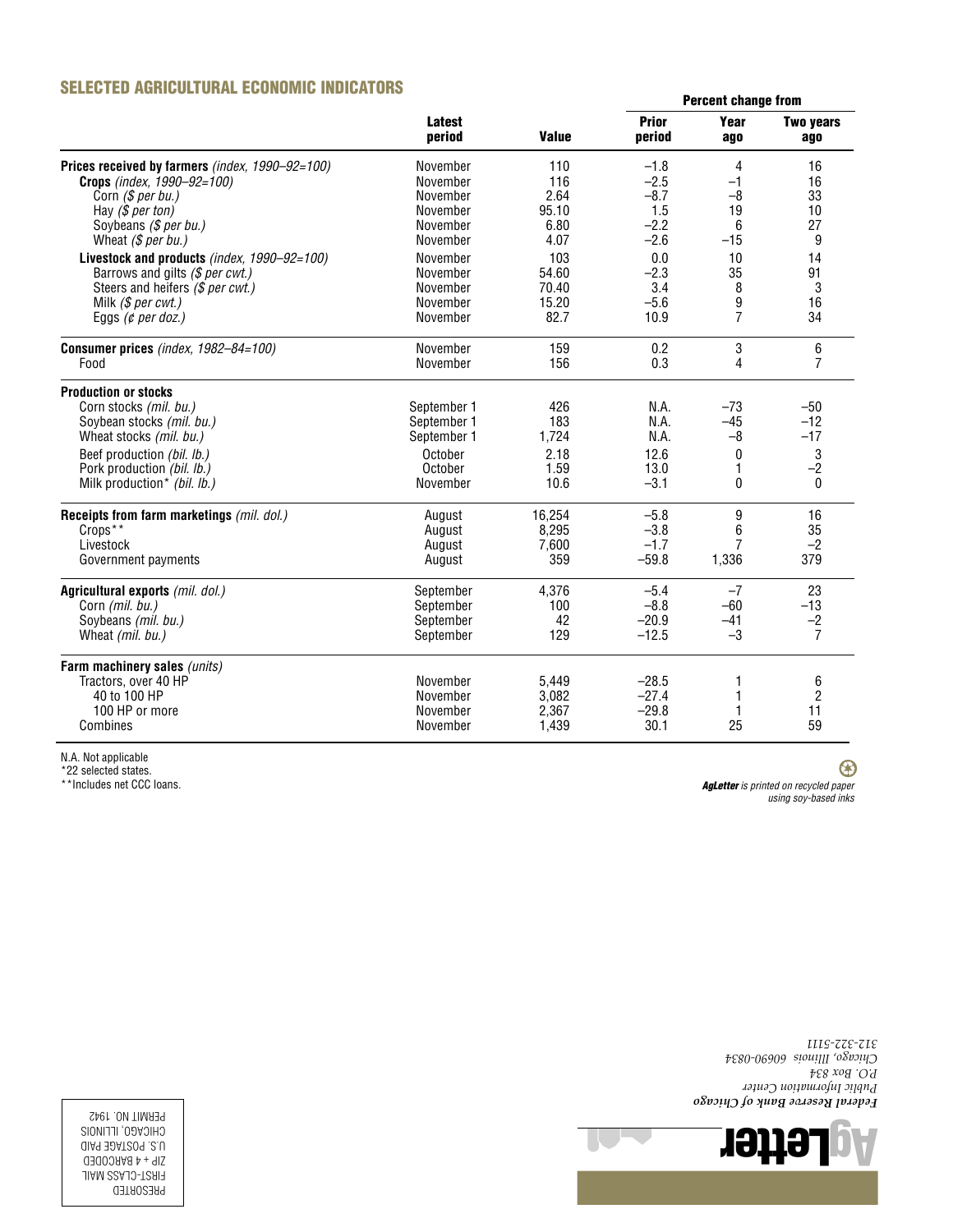## SELECTED AGRICULTURAL ECONOMIC INDICATORS

| | Latest period | Value | Percent change from Prior period | Year ago | Two years ago |
|---|---|---|---|---|---|
| **Prices received by farmers** *(index, 1990–92=100)* | November | 110 | −1.8 | 4 | 16 |
| **Crops** *(index, 1990–92=100)* | November | 116 | −2.5 | −1 | 16 |
| Corn *($ per bu.)* | November | 2.64 | −8.7 | −8 | 33 |
| Hay *($ per ton)* | November | 95.10 | 1.5 | 19 | 10 |
| Soybeans *($ per bu.)* | November | 6.80 | −2.2 | 6 | 27 |
| Wheat *($ per bu.)* | November | 4.07 | −2.6 | −15 | 9 |
| **Livestock and products** *(index, 1990–92=100)* | November | 103 | 0.0 | 10 | 14 |
| Barrows and gilts *($ per cwt.)* | November | 54.60 | −2.3 | 35 | 91 |
| Steers and heifers *($ per cwt.)* | November | 70.40 | 3.4 | 8 | 3 |
| Milk *($ per cwt.)* | November | 15.20 | −5.6 | 9 | 16 |
| Eggs *(¢ per doz.)* | November | 82.7 | 10.9 | 7 | 34 |
| **Consumer prices** *(index, 1982–84=100)* | November | 159 | 0.2 | 3 | 6 |
| Food | November | 156 | 0.3 | 4 | 7 |
| **Production or stocks** | | | | | |
| Corn stocks *(mil. bu.)* | September 1 | 426 | N.A. | −73 | −50 |
| Soybean stocks *(mil. bu.)* | September 1 | 183 | N.A. | −45 | −12 |
| Wheat stocks *(mil. bu.)* | September 1 | 1,724 | N.A. | −8 | −17 |
| Beef production *(bil. lb.)* | October | 2.18 | 12.6 | 0 | 3 |
| Pork production *(bil. lb.)* | October | 1.59 | 13.0 | 1 | −2 |
| Milk production* *(bil. lb.)* | November | 10.6 | −3.1 | 0 | 0 |
| **Receipts from farm marketings** *(mil. dol.)* | August | 16,254 | −5.8 | 9 | 16 |
| Crops** | August | 8,295 | −3.8 | 6 | 35 |
| Livestock | August | 7,600 | −1.7 | 7 | −2 |
| Government payments | August | 359 | −59.8 | 1,336 | 379 |
| **Agricultural exports** *(mil. dol.)* | September | 4,376 | −5.4 | −7 | 23 |
| Corn *(mil. bu.)* | September | 100 | −8.8 | −60 | −13 |
| Soybeans *(mil. bu.)* | September | 42 | −20.9 | −41 | −2 |
| Wheat *(mil. bu.)* | September | 129 | −12.5 | −3 | 7 |
| **Farm machinery sales** *(units)* | | | | | |
| Tractors, over 40 HP | November | 5,449 | −28.5 | 1 | 6 |
| 40 to 100 HP | November | 3,082 | −27.4 | 1 | 2 |
| 100 HP or more | November | 2,367 | −29.8 | 1 | 11 |
| Combines | November | 1,439 | 30.1 | 25 | 59 |

N.A. Not applicable
*22 selected states.
**Includes net CCC loans.

***AgLetter*** *is printed on recycled paper using soy-based inks*

**AgLetter**

*Federal Reserve Bank of Chicago*
*Public Information Center*
*P.O. Box 834*
*Chicago, Illinois 60690-0834*
*312-322-5111*

PRESORTED
FIRST-CLASS MAIL
ZIP + 4 BARCODED
U.S. POSTAGE PAID
CHICAGO, ILLINOIS
PERMIT NO. 1942